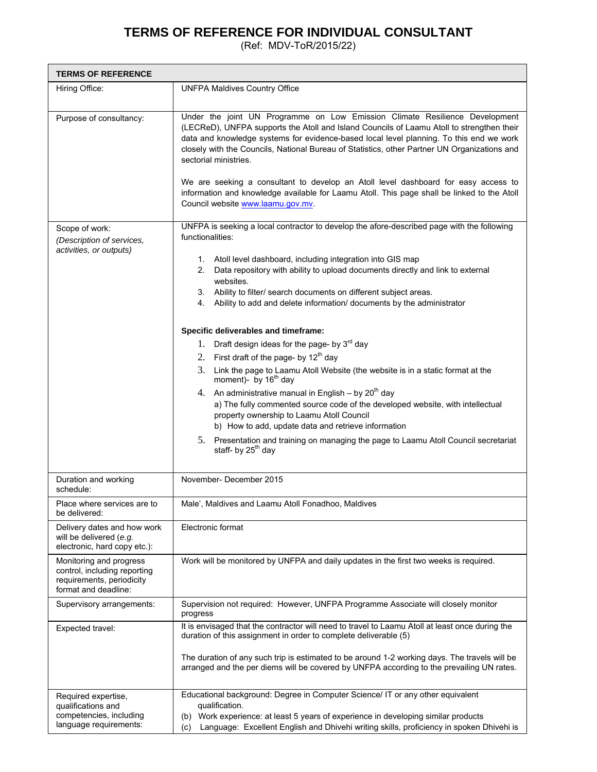# TERMS OF REFERENCE FOR INDIVIDUAL CONSULTANT

(Ref: MDV-ToR/2015/22)

| TERMS OF REFERENCE | |
|---|---|
| Hiring Office: | UNFPA Maldives Country Office |
| Purpose of consultancy: | Under the joint UN Programme on Low Emission Climate Resilience Development (LECReD), UNFPA supports the Atoll and Island Councils of Laamu Atoll to strengthen their data and knowledge systems for evidence-based local level planning. To this end we work closely with the Councils, National Bureau of Statistics, other Partner UN Organizations and sectorial ministries.<br><br>We are seeking a consultant to develop an Atoll level dashboard for easy access to information and knowledge available for Laamu Atoll. This page shall be linked to the Atoll Council website www.laamu.gov.mv. |
| Scope of work:<br>*(Description of services, activities, or outputs)* | UNFPA is seeking a local contractor to develop the afore-described page with the following functionalities:<br><br>1. Atoll level dashboard, including integration into GIS map<br>2. Data repository with ability to upload documents directly and link to external websites.<br>3. Ability to filter/ search documents on different subject areas.<br>4. Ability to add and delete information/ documents by the administrator<br><br>**Specific deliverables and timeframe:**<br>1. Draft design ideas for the page- by 3rd day<br>2. First draft of the page- by 12th day<br>3. Link the page to Laamu Atoll Website (the website is in a static format at the moment)- by 16th day<br>4. An administrative manual in English – by 20th day<br>a) The fully commented source code of the developed website, with intellectual property ownership to Laamu Atoll Council<br>b) How to add, update data and retrieve information<br>5. Presentation and training on managing the page to Laamu Atoll Council secretariat staff- by 25th day |
| Duration and working schedule: | November- December 2015 |
| Place where services are to be delivered: | Male', Maldives and Laamu Atoll Fonadhoo, Maldives |
| Delivery dates and how work will be delivered (*e.g.* electronic, hard copy etc.): | Electronic format |
| Monitoring and progress control, including reporting requirements, periodicity format and deadline: | Work will be monitored by UNFPA and daily updates in the first two weeks is required. |
| Supervisory arrangements: | Supervision not required: However, UNFPA Programme Associate will closely monitor progress |
| Expected travel: | It is envisaged that the contractor will need to travel to Laamu Atoll at least once during the duration of this assignment in order to complete deliverable (5)<br><br>The duration of any such trip is estimated to be around 1-2 working days. The travels will be arranged and the per diems will be covered by UNFPA according to the prevailing UN rates. |
| Required expertise, qualifications and competencies, including language requirements: | Educational background: Degree in Computer Science/ IT or any other equivalent qualification.<br>(b) Work experience: at least 5 years of experience in developing similar products<br>(c) Language: Excellent English and Dhivehi writing skills, proficiency in spoken Dhivehi is |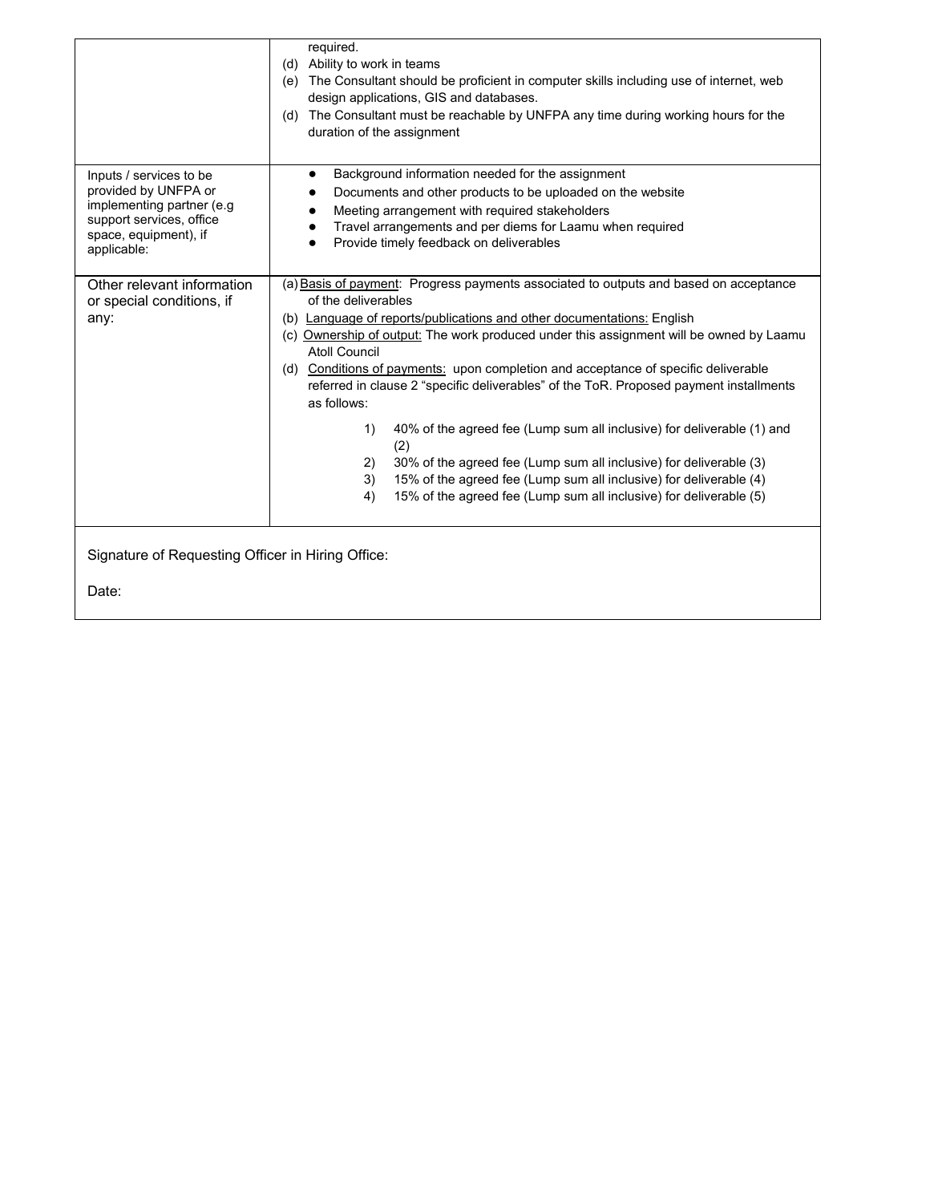| | |
|---|---|
| | required.<br>(d) Ability to work in teams<br>(e) The Consultant should be proficient in computer skills including use of internet, web design applications, GIS and databases.<br>(d) The Consultant must be reachable by UNFPA any time during working hours for the duration of the assignment |
| Inputs / services to be provided by UNFPA or implementing partner (e.g support services, office space, equipment), if applicable: | • Background information needed for the assignment<br>• Documents and other products to be uploaded on the website<br>• Meeting arrangement with required stakeholders<br>• Travel arrangements and per diems for Laamu when required<br>• Provide timely feedback on deliverables |
| Other relevant information or special conditions, if any: | (a) Basis of payment: Progress payments associated to outputs and based on acceptance of the deliverables<br>(b) Language of reports/publications and other documentations: English<br>(c) Ownership of output: The work produced under this assignment will be owned by Laamu Atoll Council<br>(d) Conditions of payments: upon completion and acceptance of specific deliverable referred in clause 2 "specific deliverables" of the ToR. Proposed payment installments as follows:<br>1) 40% of the agreed fee (Lump sum all inclusive) for deliverable (1) and (2)<br>2) 30% of the agreed fee (Lump sum all inclusive) for deliverable (3)<br>3) 15% of the agreed fee (Lump sum all inclusive) for deliverable (4)<br>4) 15% of the agreed fee (Lump sum all inclusive) for deliverable (5) |

Signature of Requesting Officer in Hiring Office:

Date: